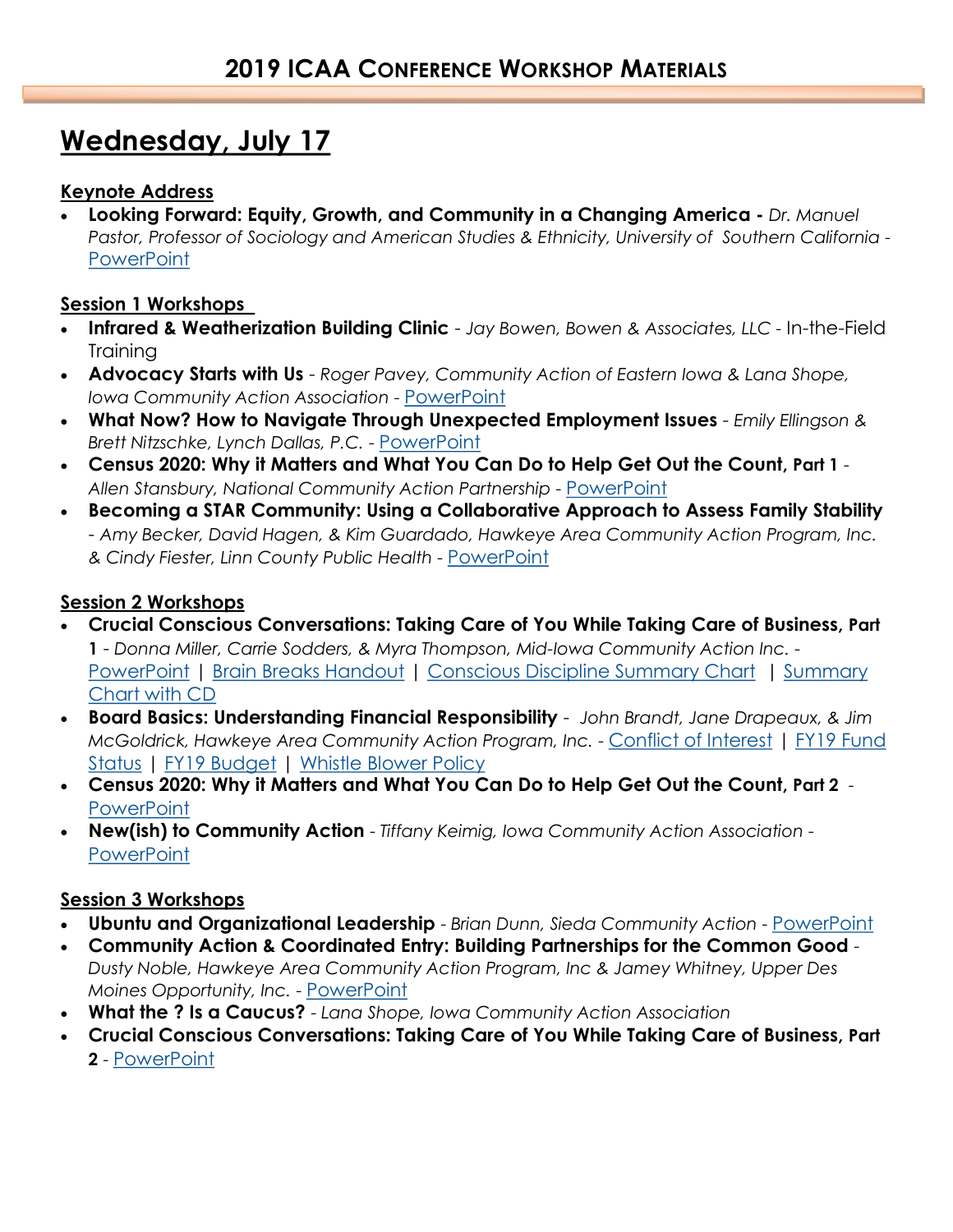# 2019 ICAA CONFERENCE WORKSHOP MATERIALS

## Wednesday, July 17

### Keynote Address

- **Looking Forward: Equity, Growth, and Community in a Changing America -** *Dr. Manuel Pastor, Professor of Sociology and American Studies & Ethnicity, University of Southern California* - PowerPoint

### Session 1 Workshops

- **Infrared & Weatherization Building Clinic** - *Jay Bowen, Bowen & Associates, LLC* - In-the-Field Training
- **Advocacy Starts with Us** - *Roger Pavey, Community Action of Eastern Iowa & Lana Shope, Iowa Community Action Association* - PowerPoint
- **What Now? How to Navigate Through Unexpected Employment Issues** - *Emily Ellingson & Brett Nitzschke, Lynch Dallas, P.C.* - PowerPoint
- **Census 2020: Why it Matters and What You Can Do to Help Get Out the Count, Part 1** - *Allen Stansbury, National Community Action Partnership* - PowerPoint
- **Becoming a STAR Community: Using a Collaborative Approach to Assess Family Stability** - *Amy Becker, David Hagen, & Kim Guardado, Hawkeye Area Community Action Program, Inc. & Cindy Fiester, Linn County Public Health* - PowerPoint

### Session 2 Workshops

- **Crucial Conscious Conversations: Taking Care of You While Taking Care of Business, Part 1** - *Donna Miller, Carrie Sodders, & Myra Thompson, Mid-Iowa Community Action Inc.* - PowerPoint | Brain Breaks Handout | Conscious Discipline Summary Chart | Summary Chart with CD
- **Board Basics: Understanding Financial Responsibility** - *John Brandt, Jane Drapeaux, & Jim McGoldrick, Hawkeye Area Community Action Program, Inc.* - Conflict of Interest | FY19 Fund Status | FY19 Budget | Whistle Blower Policy
- **Census 2020: Why it Matters and What You Can Do to Help Get Out the Count, Part 2** - PowerPoint
- **New(ish) to Community Action** - *Tiffany Keimig, Iowa Community Action Association* - PowerPoint

### Session 3 Workshops

- **Ubuntu and Organizational Leadership** - *Brian Dunn, Sieda Community Action* - PowerPoint
- **Community Action & Coordinated Entry: Building Partnerships for the Common Good** - *Dusty Noble, Hawkeye Area Community Action Program, Inc & Jamey Whitney, Upper Des Moines Opportunity, Inc.* - PowerPoint
- **What the ? Is a Caucus?** - *Lana Shope, Iowa Community Action Association*
- **Crucial Conscious Conversations: Taking Care of You While Taking Care of Business, Part 2** - PowerPoint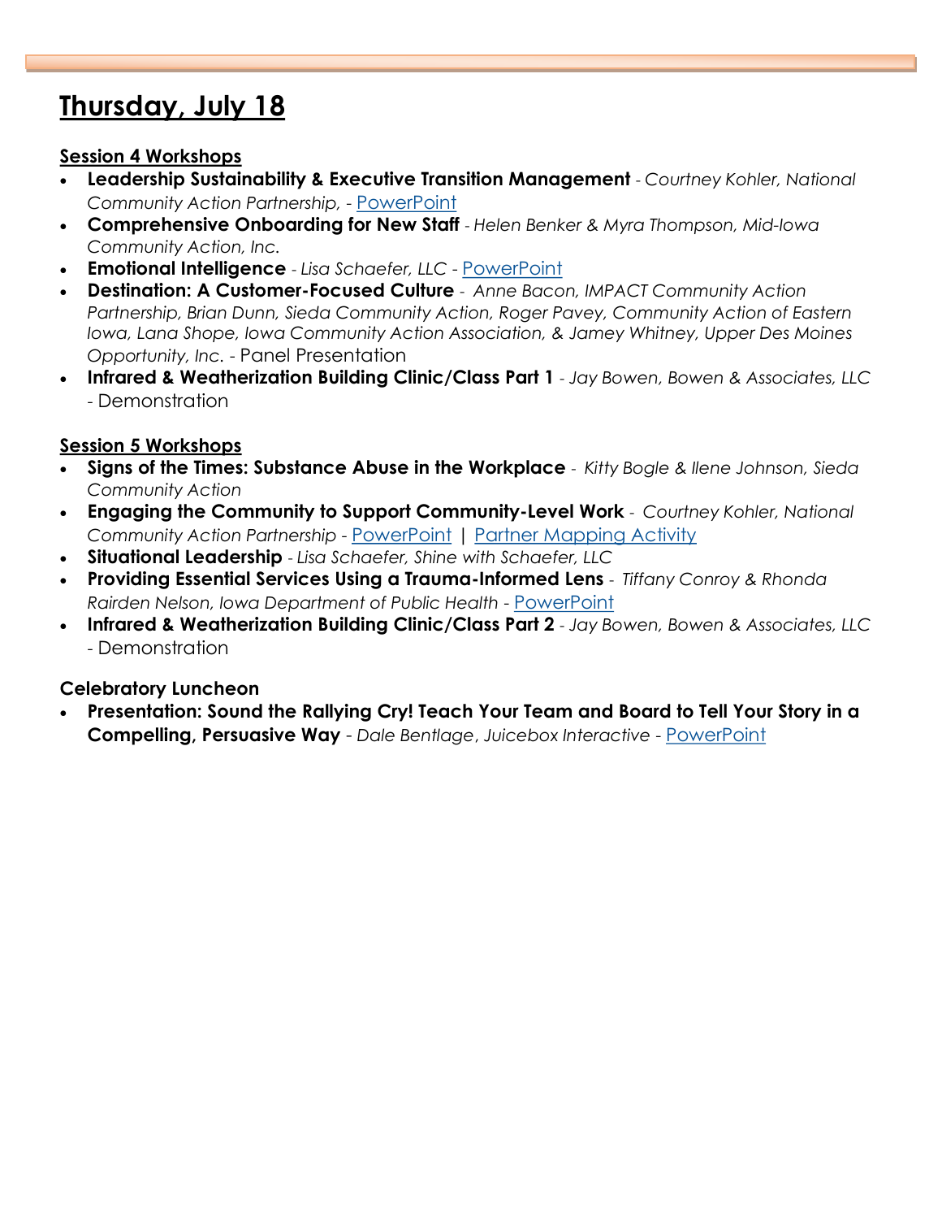## Thursday, July 18

### Session 4 Workshops

- **Leadership Sustainability & Executive Transition Management** - *Courtney Kohler, National Community Action Partnership,* - PowerPoint
- **Comprehensive Onboarding for New Staff** - *Helen Benker & Myra Thompson, Mid-Iowa Community Action, Inc.*
- **Emotional Intelligence** - *Lisa Schaefer, LLC* - PowerPoint
- **Destination: A Customer-Focused Culture** - *Anne Bacon, IMPACT Community Action Partnership, Brian Dunn, Sieda Community Action, Roger Pavey, Community Action of Eastern Iowa, Lana Shope, Iowa Community Action Association, & Jamey Whitney, Upper Des Moines Opportunity, Inc.* - Panel Presentation
- **Infrared & Weatherization Building Clinic/Class Part 1** - *Jay Bowen, Bowen & Associates, LLC* - Demonstration

### Session 5 Workshops

- **Signs of the Times: Substance Abuse in the Workplace** - *Kitty Bogle & Ilene Johnson, Sieda Community Action*
- **Engaging the Community to Support Community-Level Work** - *Courtney Kohler, National Community Action Partnership* - PowerPoint | Partner Mapping Activity
- **Situational Leadership** - *Lisa Schaefer, Shine with Schaefer, LLC*
- **Providing Essential Services Using a Trauma-Informed Lens** - *Tiffany Conroy & Rhonda Rairden Nelson, Iowa Department of Public Health* - PowerPoint
- **Infrared & Weatherization Building Clinic/Class Part 2** - *Jay Bowen, Bowen & Associates, LLC* - Demonstration

### Celebratory Luncheon

- **Presentation: Sound the Rallying Cry! Teach Your Team and Board to Tell Your Story in a Compelling, Persuasive Way** - *Dale Bentlage*, *Juicebox Interactive* - PowerPoint